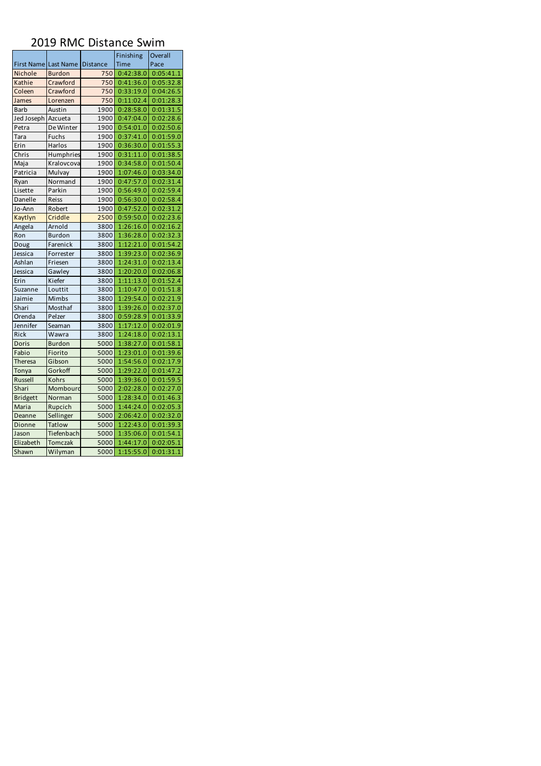# 2019 RMC Distance Swim

| First Name | Last Name | Distance | Finishing Time | Overall Pace |
|---|---|---|---|---|
| Nichole | Burdon | 750 | 0:42:38.0 | 0:05:41.1 |
| Kathie | Crawford | 750 | 0:41:36.0 | 0:05:32.8 |
| Coleen | Crawford | 750 | 0:33:19.0 | 0:04:26.5 |
| James | Lorenzen | 750 | 0:11:02.4 | 0:01:28.3 |
| Barb | Austin | 1900 | 0:28:58.0 | 0:01:31.5 |
| Jed Joseph | Azcueta | 1900 | 0:47:04.0 | 0:02:28.6 |
| Petra | De Winter | 1900 | 0:54:01.0 | 0:02:50.6 |
| Tara | Fuchs | 1900 | 0:37:41.0 | 0:01:59.0 |
| Erin | Harlos | 1900 | 0:36:30.0 | 0:01:55.3 |
| Chris | Humphries | 1900 | 0:31:11.0 | 0:01:38.5 |
| Maja | Kralovcova | 1900 | 0:34:58.0 | 0:01:50.4 |
| Patricia | Mulvay | 1900 | 1:07:46.0 | 0:03:34.0 |
| Ryan | Normand | 1900 | 0:47:57.0 | 0:02:31.4 |
| Lisette | Parkin | 1900 | 0:56:49.0 | 0:02:59.4 |
| Danelle | Reiss | 1900 | 0:56:30.0 | 0:02:58.4 |
| Jo-Ann | Robert | 1900 | 0:47:52.0 | 0:02:31.2 |
| Kaytlyn | Criddle | 2500 | 0:59:50.0 | 0:02:23.6 |
| Angela | Arnold | 3800 | 1:26:16.0 | 0:02:16.2 |
| Ron | Burdon | 3800 | 1:36:28.0 | 0:02:32.3 |
| Doug | Farenick | 3800 | 1:12:21.0 | 0:01:54.2 |
| Jessica | Forrester | 3800 | 1:39:23.0 | 0:02:36.9 |
| Ashlan | Friesen | 3800 | 1:24:31.0 | 0:02:13.4 |
| Jessica | Gawley | 3800 | 1:20:20.0 | 0:02:06.8 |
| Erin | Kiefer | 3800 | 1:11:13.0 | 0:01:52.4 |
| Suzanne | Louttit | 3800 | 1:10:47.0 | 0:01:51.8 |
| Jaimie | Mimbs | 3800 | 1:29:54.0 | 0:02:21.9 |
| Shari | Mosthaf | 3800 | 1:39:26.0 | 0:02:37.0 |
| Orenda | Pelzer | 3800 | 0:59:28.9 | 0:01:33.9 |
| Jennifer | Seaman | 3800 | 1:17:12.0 | 0:02:01.9 |
| Rick | Wawra | 3800 | 1:24:18.0 | 0:02:13.1 |
| Doris | Burdon | 5000 | 1:38:27.0 | 0:01:58.1 |
| Fabio | Fiorito | 5000 | 1:23:01.0 | 0:01:39.6 |
| Theresa | Gibson | 5000 | 1:54:56.0 | 0:02:17.9 |
| Tonya | Gorkoff | 5000 | 1:29:22.0 | 0:01:47.2 |
| Russell | Kohrs | 5000 | 1:39:36.0 | 0:01:59.5 |
| Shari | Mombourd | 5000 | 2:02:28.0 | 0:02:27.0 |
| Bridgett | Norman | 5000 | 1:28:34.0 | 0:01:46.3 |
| Maria | Rupcich | 5000 | 1:44:24.0 | 0:02:05.3 |
| Deanne | Sellinger | 5000 | 2:06:42.0 | 0:02:32.0 |
| Dionne | Tatlow | 5000 | 1:22:43.0 | 0:01:39.3 |
| Jason | Tiefenbach | 5000 | 1:35:06.0 | 0:01:54.1 |
| Elizabeth | Tomczak | 5000 | 1:44:17.0 | 0:02:05.1 |
| Shawn | Wilyman | 5000 | 1:15:55.0 | 0:01:31.1 |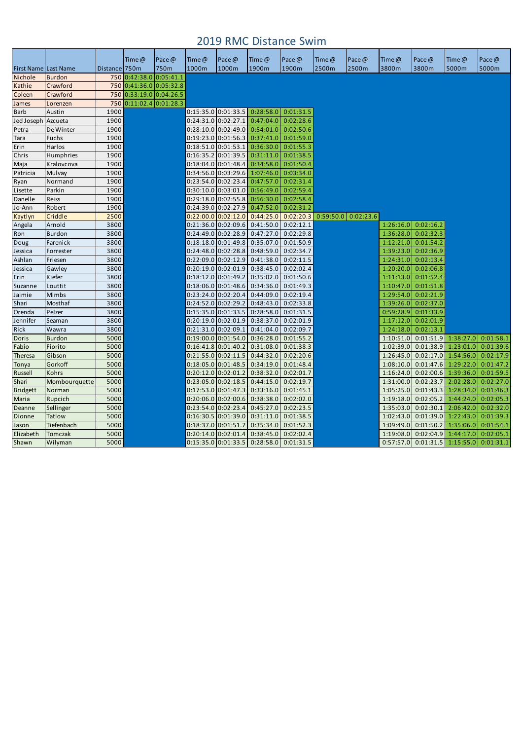# 2019 RMC Distance Swim

| First Name | Last Name | Distance | Time @ 750m | Pace @ 750m | Time @ 1000m | Pace @ 1000m | Time @ 1900m | Pace @ 1900m | Time @ 2500m | Pace @ 2500m | Time @ 3800m | Pace @ 3800m | Time @ 5000m | Pace @ 5000m |
|---|---|---|---|---|---|---|---|---|---|---|---|---|---|---|
| Nichole | Burdon | 750 | 0:42:38.0 | 0:05:41.1 | | | | | | | | | | |
| Kathie | Crawford | 750 | 0:41:36.0 | 0:05:32.8 | | | | | | | | | | |
| Coleen | Crawford | 750 | 0:33:19.0 | 0:04:26.5 | | | | | | | | | | |
| James | Lorenzen | 750 | 0:11:02.4 | 0:01:28.3 | | | | | | | | | | |
| Barb | Austin | 1900 | | | 0:15:35.0 | 0:01:33.5 | 0:28:58.0 | 0:01:31.5 | | | | | | |
| Jed Joseph | Azcueta | 1900 | | | 0:24:31.0 | 0:02:27.1 | 0:47:04.0 | 0:02:28.6 | | | | | | |
| Petra | De Winter | 1900 | | | 0:28:10.0 | 0:02:49.0 | 0:54:01.0 | 0:02:50.6 | | | | | | |
| Tara | Fuchs | 1900 | | | 0:19:23.0 | 0:01:56.3 | 0:37:41.0 | 0:01:59.0 | | | | | | |
| Erin | Harlos | 1900 | | | 0:18:51.0 | 0:01:53.1 | 0:36:30.0 | 0:01:55.3 | | | | | | |
| Chris | Humphries | 1900 | | | 0:16:35.2 | 0:01:39.5 | 0:31:11.0 | 0:01:38.5 | | | | | | |
| Maja | Kralovcova | 1900 | | | 0:18:04.0 | 0:01:48.4 | 0:34:58.0 | 0:01:50.4 | | | | | | |
| Patricia | Mulvay | 1900 | | | 0:34:56.0 | 0:03:29.6 | 1:07:46.0 | 0:03:34.0 | | | | | | |
| Ryan | Normand | 1900 | | | 0:23:54.0 | 0:02:23.4 | 0:47:57.0 | 0:02:31.4 | | | | | | |
| Lisette | Parkin | 1900 | | | 0:30:10.0 | 0:03:01.0 | 0:56:49.0 | 0:02:59.4 | | | | | | |
| Danelle | Reiss | 1900 | | | 0:29:18.0 | 0:02:55.8 | 0:56:30.0 | 0:02:58.4 | | | | | | |
| Jo-Ann | Robert | 1900 | | | 0:24:39.0 | 0:02:27.9 | 0:47:52.0 | 0:02:31.2 | | | | | | |
| Kaytlyn | Criddle | 2500 | | | 0:22:00.0 | 0:02:12.0 | 0:44:25.0 | 0:02:20.3 | 0:59:50.0 | 0:02:23.6 | | | | |
| Angela | Arnold | 3800 | | | 0:21:36.0 | 0:02:09.6 | 0:41:50.0 | 0:02:12.1 | | | 1:26:16.0 | 0:02:16.2 | | |
| Ron | Burdon | 3800 | | | 0:24:49.0 | 0:02:28.9 | 0:47:27.0 | 0:02:29.8 | | | 1:36:28.0 | 0:02:32.3 | | |
| Doug | Farenick | 3800 | | | 0:18:18.0 | 0:01:49.8 | 0:35:07.0 | 0:01:50.9 | | | 1:12:21.0 | 0:01:54.2 | | |
| Jessica | Forrester | 3800 | | | 0:24:48.0 | 0:02:28.8 | 0:48:59.0 | 0:02:34.7 | | | 1:39:23.0 | 0:02:36.9 | | |
| Ashlan | Friesen | 3800 | | | 0:22:09.0 | 0:02:12.9 | 0:41:38.0 | 0:02:11.5 | | | 1:24:31.0 | 0:02:13.4 | | |
| Jessica | Gawley | 3800 | | | 0:20:19.0 | 0:02:01.9 | 0:38:45.0 | 0:02:02.4 | | | 1:20:20.0 | 0:02:06.8 | | |
| Erin | Kiefer | 3800 | | | 0:18:12.0 | 0:01:49.2 | 0:35:02.0 | 0:01:50.6 | | | 1:11:13.0 | 0:01:52.4 | | |
| Suzanne | Louttit | 3800 | | | 0:18:06.0 | 0:01:48.6 | 0:34:36.0 | 0:01:49.3 | | | 1:10:47.0 | 0:01:51.8 | | |
| Jaimie | Mimbs | 3800 | | | 0:23:24.0 | 0:02:20.4 | 0:44:09.0 | 0:02:19.4 | | | 1:29:54.0 | 0:02:21.9 | | |
| Shari | Mosthaf | 3800 | | | 0:24:52.0 | 0:02:29.2 | 0:48:43.0 | 0:02:33.8 | | | 1:39:26.0 | 0:02:37.0 | | |
| Orenda | Pelzer | 3800 | | | 0:15:35.0 | 0:01:33.5 | 0:28:58.0 | 0:01:31.5 | | | 0:59:28.9 | 0:01:33.9 | | |
| Jennifer | Seaman | 3800 | | | 0:20:19.0 | 0:02:01.9 | 0:38:37.0 | 0:02:01.9 | | | 1:17:12.0 | 0:02:01.9 | | |
| Rick | Wawra | 3800 | | | 0:21:31.0 | 0:02:09.1 | 0:41:04.0 | 0:02:09.7 | | | 1:24:18.0 | 0:02:13.1 | | |
| Doris | Burdon | 5000 | | | 0:19:00.0 | 0:01:54.0 | 0:36:28.0 | 0:01:55.2 | | | 1:10:51.0 | 0:01:51.9 | 1:38:27.0 | 0:01:58.1 |
| Fabio | Fiorito | 5000 | | | 0:16:41.8 | 0:01:40.2 | 0:31:08.0 | 0:01:38.3 | | | 1:02:39.0 | 0:01:38.9 | 1:23:01.0 | 0:01:39.6 |
| Theresa | Gibson | 5000 | | | 0:21:55.0 | 0:02:11.5 | 0:44:32.0 | 0:02:20.6 | | | 1:26:45.0 | 0:02:17.0 | 1:54:56.0 | 0:02:17.9 |
| Tonya | Gorkoff | 5000 | | | 0:18:05.0 | 0:01:48.5 | 0:34:19.0 | 0:01:48.4 | | | 1:08:10.0 | 0:01:47.6 | 1:29:22.0 | 0:01:47.2 |
| Russell | Kohrs | 5000 | | | 0:20:12.0 | 0:02:01.2 | 0:38:32.0 | 0:02:01.7 | | | 1:16:24.0 | 0:02:00.6 | 1:39:36.0 | 0:01:59.5 |
| Shari | Mombourquette | 5000 | | | 0:23:05.0 | 0:02:18.5 | 0:44:15.0 | 0:02:19.7 | | | 1:31:00.0 | 0:02:23.7 | 2:02:28.0 | 0:02:27.0 |
| Bridgett | Norman | 5000 | | | 0:17:53.0 | 0:01:47.3 | 0:33:16.0 | 0:01:45.1 | | | 1:05:25.0 | 0:01:43.3 | 1:28:34.0 | 0:01:46.3 |
| Maria | Rupcich | 5000 | | | 0:20:06.0 | 0:02:00.6 | 0:38:38.0 | 0:02:02.0 | | | 1:19:18.0 | 0:02:05.2 | 1:44:24.0 | 0:02:05.3 |
| Deanne | Sellinger | 5000 | | | 0:23:54.0 | 0:02:23.4 | 0:45:27.0 | 0:02:23.5 | | | 1:35:03.0 | 0:02:30.1 | 2:06:42.0 | 0:02:32.0 |
| Dionne | Tatlow | 5000 | | | 0:16:30.5 | 0:01:39.0 | 0:31:11.0 | 0:01:38.5 | | | 1:02:43.0 | 0:01:39.0 | 1:22:43.0 | 0:01:39.3 |
| Jason | Tiefenbach | 5000 | | | 0:18:37.0 | 0:01:51.7 | 0:35:34.0 | 0:01:52.3 | | | 1:09:49.0 | 0:01:50.2 | 1:35:06.0 | 0:01:54.1 |
| Elizabeth | Tomczak | 5000 | | | 0:20:14.0 | 0:02:01.4 | 0:38:45.0 | 0:02:02.4 | | | 1:19:08.0 | 0:02:04.9 | 1:44:17.0 | 0:02:05.1 |
| Shawn | Wilyman | 5000 | | | 0:15:35.0 | 0:01:33.5 | 0:28:58.0 | 0:01:31.5 | | | 0:57:57.0 | 0:01:31.5 | 1:15:55.0 | 0:01:31.1 |